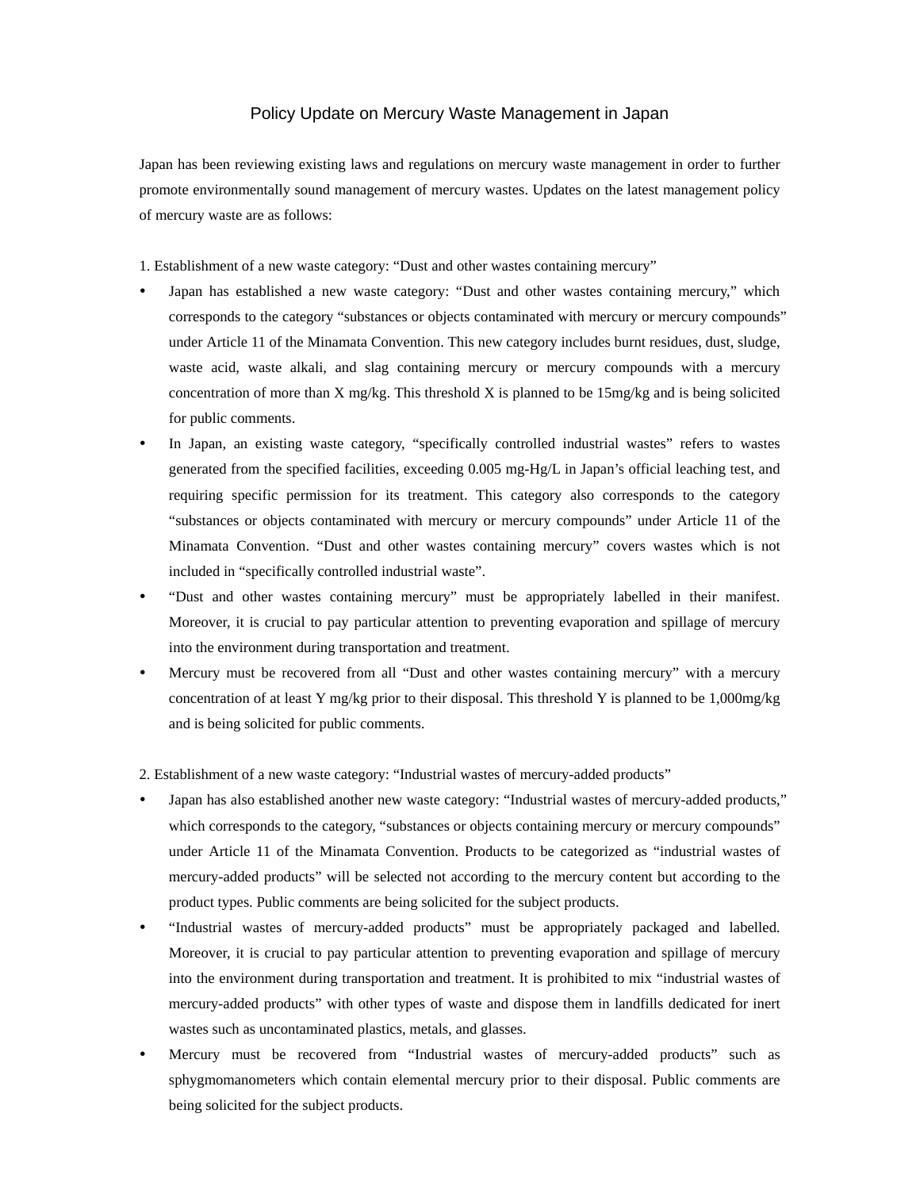# Policy Update on Mercury Waste Management in Japan

Japan has been reviewing existing laws and regulations on mercury waste management in order to further promote environmentally sound management of mercury wastes. Updates on the latest management policy of mercury waste are as follows:

1. Establishment of a new waste category: "Dust and other wastes containing mercury"

- Japan has established a new waste category: "Dust and other wastes containing mercury," which corresponds to the category "substances or objects contaminated with mercury or mercury compounds" under Article 11 of the Minamata Convention. This new category includes burnt residues, dust, sludge, waste acid, waste alkali, and slag containing mercury or mercury compounds with a mercury concentration of more than X mg/kg. This threshold X is planned to be 15mg/kg and is being solicited for public comments.
- In Japan, an existing waste category, "specifically controlled industrial wastes" refers to wastes generated from the specified facilities, exceeding 0.005 mg-Hg/L in Japan's official leaching test, and requiring specific permission for its treatment. This category also corresponds to the category "substances or objects contaminated with mercury or mercury compounds" under Article 11 of the Minamata Convention. "Dust and other wastes containing mercury" covers wastes which is not included in "specifically controlled industrial waste".
- "Dust and other wastes containing mercury" must be appropriately labelled in their manifest. Moreover, it is crucial to pay particular attention to preventing evaporation and spillage of mercury into the environment during transportation and treatment.
- Mercury must be recovered from all "Dust and other wastes containing mercury" with a mercury concentration of at least Y mg/kg prior to their disposal. This threshold Y is planned to be 1,000mg/kg and is being solicited for public comments.

2. Establishment of a new waste category: "Industrial wastes of mercury-added products"

- Japan has also established another new waste category: "Industrial wastes of mercury-added products," which corresponds to the category, "substances or objects containing mercury or mercury compounds" under Article 11 of the Minamata Convention. Products to be categorized as "industrial wastes of mercury-added products" will be selected not according to the mercury content but according to the product types. Public comments are being solicited for the subject products.
- "Industrial wastes of mercury-added products" must be appropriately packaged and labelled. Moreover, it is crucial to pay particular attention to preventing evaporation and spillage of mercury into the environment during transportation and treatment. It is prohibited to mix "industrial wastes of mercury-added products" with other types of waste and dispose them in landfills dedicated for inert wastes such as uncontaminated plastics, metals, and glasses.
- Mercury must be recovered from "Industrial wastes of mercury-added products" such as sphygmomanometers which contain elemental mercury prior to their disposal. Public comments are being solicited for the subject products.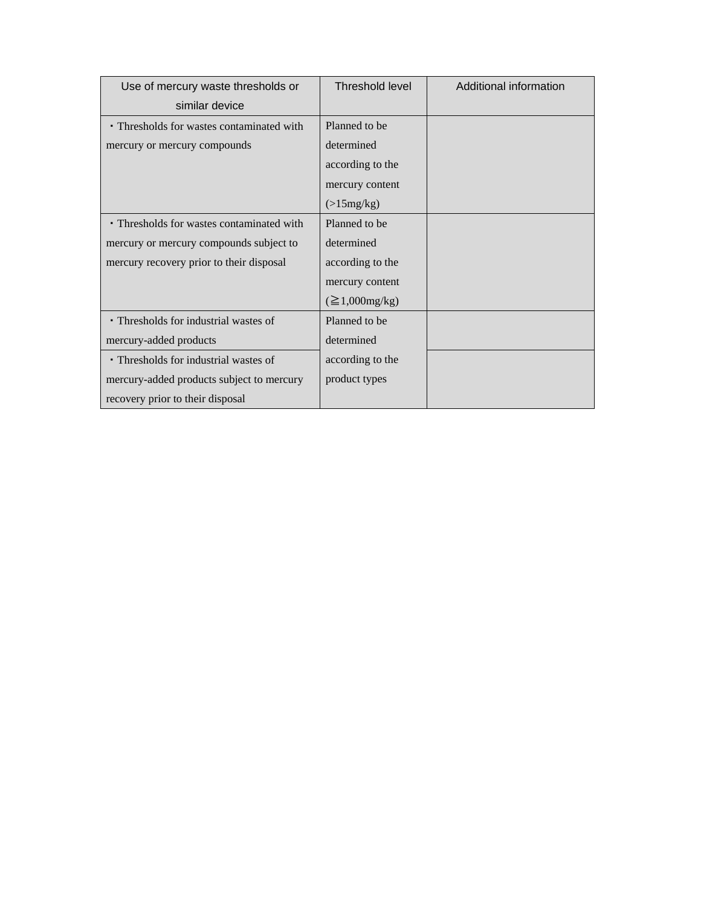| Use of mercury waste thresholds or similar device | Threshold level | Additional information |
|---|---|---|
| ・Thresholds for wastes contaminated with mercury or mercury compounds | Planned to be determined according to the mercury content (>15mg/kg) | |
| ・Thresholds for wastes contaminated with mercury or mercury compounds subject to mercury recovery prior to their disposal | Planned to be determined according to the mercury content (≧1,000mg/kg) | |
| ・Thresholds for industrial wastes of mercury-added products | Planned to be determined according to the product types | |
| ・Thresholds for industrial wastes of mercury-added products subject to mercury recovery prior to their disposal | | |